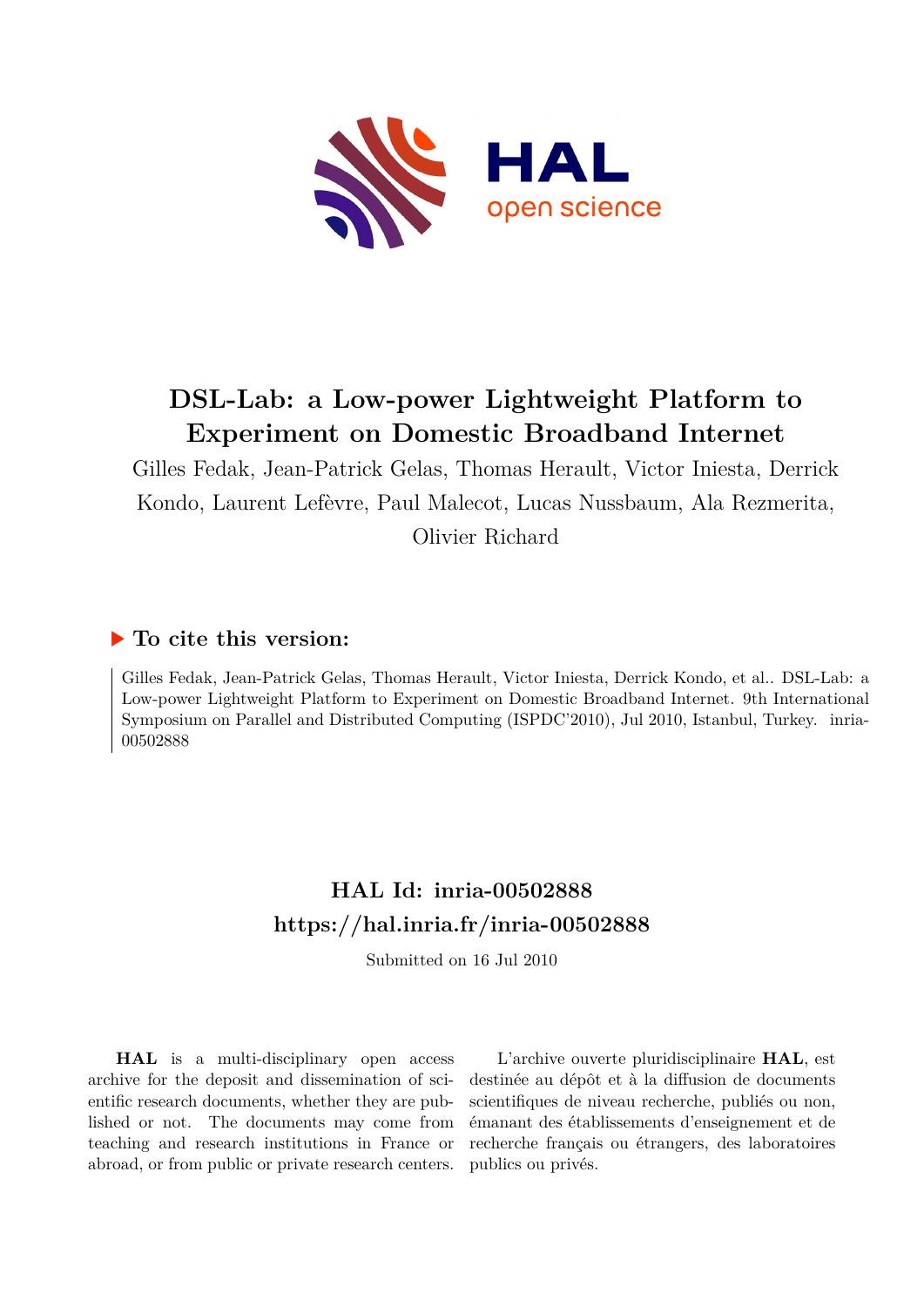# DSL-Lab: a Low-power Lightweight Platform to Experiment on Domestic Broadband Internet

Gilles Fedak, Jean-Patrick Gelas, Thomas Herault, Victor Iniesta, Derrick Kondo, Laurent Lefèvre, Paul Malecot, Lucas Nussbaum, Ala Rezmerita, Olivier Richard

## ▶ To cite this version:

Gilles Fedak, Jean-Patrick Gelas, Thomas Herault, Victor Iniesta, Derrick Kondo, et al.. DSL-Lab: a Low-power Lightweight Platform to Experiment on Domestic Broadband Internet. 9th International Symposium on Parallel and Distributed Computing (ISPDC'2010), Jul 2010, Istanbul, Turkey. inria-00502888

## HAL Id: inria-00502888

## https://hal.inria.fr/inria-00502888

Submitted on 16 Jul 2010

**HAL** is a multi-disciplinary open access archive for the deposit and dissemination of scientific research documents, whether they are published or not. The documents may come from teaching and research institutions in France or abroad, or from public or private research centers.

L'archive ouverte pluridisciplinaire **HAL**, est destinée au dépôt et à la diffusion de documents scientifiques de niveau recherche, publiés ou non, émanant des établissements d'enseignement et de recherche français ou étrangers, des laboratoires publics ou privés.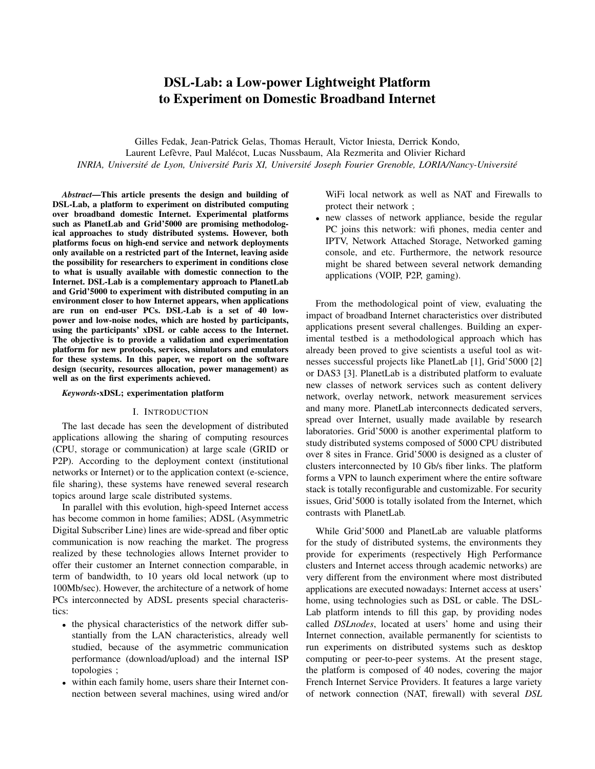# DSL-Lab: a Low-power Lightweight Platform to Experiment on Domestic Broadband Internet

Gilles Fedak, Jean-Patrick Gelas, Thomas Herault, Victor Iniesta, Derrick Kondo, Laurent Lefèvre, Paul Malécot, Lucas Nussbaum, Ala Rezmerita and Olivier Richard

*INRIA, Université de Lyon, Université Paris XI, Université Joseph Fourier Grenoble, LORIA/Nancy-Université*

***Abstract*—This article presents the design and building of DSL-Lab, a platform to experiment on distributed computing over broadband domestic Internet. Experimental platforms such as PlanetLab and Grid'5000 are promising methodological approaches to study distributed systems. However, both platforms focus on high-end service and network deployments only available on a restricted part of the Internet, leaving aside the possibility for researchers to experiment in conditions close to what is usually available with domestic connection to the Internet. DSL-Lab is a complementary approach to PlanetLab and Grid'5000 to experiment with distributed computing in an environment closer to how Internet appears, when applications are run on end-user PCs. DSL-Lab is a set of 40 low-power and low-noise nodes, which are hosted by participants, using the participants' xDSL or cable access to the Internet. The objective is to provide a validation and experimentation platform for new protocols, services, simulators and emulators for these systems. In this paper, we report on the software design (security, resources allocation, power management) as well as on the first experiments achieved.**

***Keywords*-xDSL; experimentation platform**

## I. Introduction

The last decade has seen the development of distributed applications allowing the sharing of computing resources (CPU, storage or communication) at large scale (GRID or P2P). According to the deployment context (institutional networks or Internet) or to the application context (e-science, file sharing), these systems have renewed several research topics around large scale distributed systems.

In parallel with this evolution, high-speed Internet access has become common in home families; ADSL (Asymmetric Digital Subscriber Line) lines are wide-spread and fiber optic communication is now reaching the market. The progress realized by these technologies allows Internet provider to offer their customer an Internet connection comparable, in term of bandwidth, to 10 years old local network (up to 100Mb/sec). However, the architecture of a network of home PCs interconnected by ADSL presents special characteristics:

- the physical characteristics of the network differ substantially from the LAN characteristics, already well studied, because of the asymmetric communication performance (download/upload) and the internal ISP topologies ;
- within each family home, users share their Internet connection between several machines, using wired and/or WiFi local network as well as NAT and Firewalls to protect their network ;
- new classes of network appliance, beside the regular PC joins this network: wifi phones, media center and IPTV, Network Attached Storage, Networked gaming console, and etc. Furthermore, the network resource might be shared between several network demanding applications (VOIP, P2P, gaming).

From the methodological point of view, evaluating the impact of broadband Internet characteristics over distributed applications present several challenges. Building an experimental testbed is a methodological approach which has already been proved to give scientists a useful tool as witnesses successful projects like PlanetLab [1], Grid'5000 [2] or DAS3 [3]. PlanetLab is a distributed platform to evaluate new classes of network services such as content delivery network, overlay network, network measurement services and many more. PlanetLab interconnects dedicated servers, spread over Internet, usually made available by research laboratories. Grid'5000 is another experimental platform to study distributed systems composed of 5000 CPU distributed over 8 sites in France. Grid'5000 is designed as a cluster of clusters interconnected by 10 Gb/s fiber links. The platform forms a VPN to launch experiment where the entire software stack is totally reconfigurable and customizable. For security issues, Grid'5000 is totally isolated from the Internet, which contrasts with PlanetLab.

While Grid'5000 and PlanetLab are valuable platforms for the study of distributed systems, the environments they provide for experiments (respectively High Performance clusters and Internet access through academic networks) are very different from the environment where most distributed applications are executed nowadays: Internet access at users' home, using technologies such as DSL or cable. The DSL-Lab platform intends to fill this gap, by providing nodes called *DSLnodes*, located at users' home and using their Internet connection, available permanently for scientists to run experiments on distributed systems such as desktop computing or peer-to-peer systems. At the present stage, the platform is composed of 40 nodes, covering the major French Internet Service Providers. It features a large variety of network connection (NAT, firewall) with several *DSL*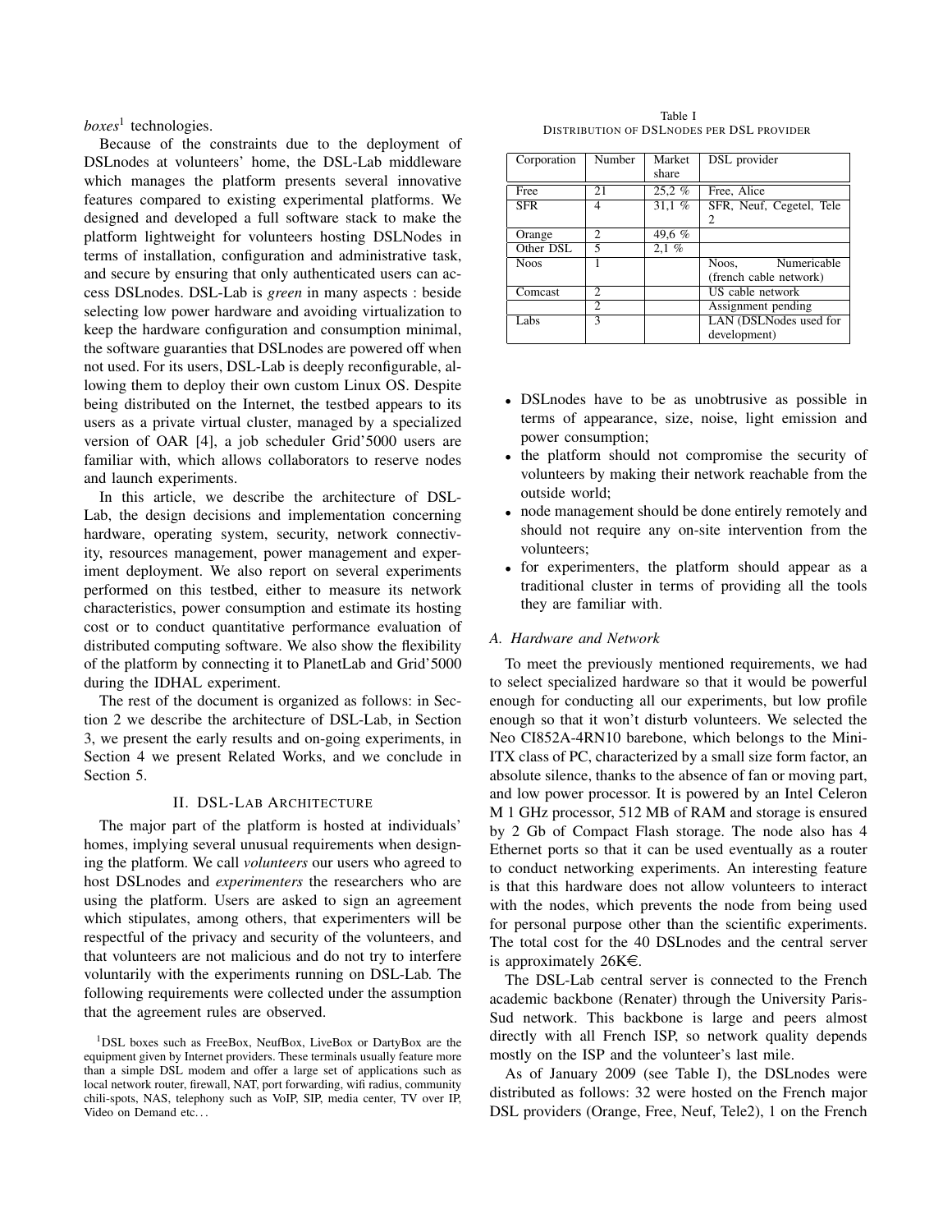*boxes*[1] technologies.

Because of the constraints due to the deployment of DSLnodes at volunteers' home, the DSL-Lab middleware which manages the platform presents several innovative features compared to existing experimental platforms. We designed and developed a full software stack to make the platform lightweight for volunteers hosting DSLNodes in terms of installation, configuration and administrative task, and secure by ensuring that only authenticated users can access DSLnodes. DSL-Lab is *green* in many aspects : beside selecting low power hardware and avoiding virtualization to keep the hardware configuration and consumption minimal, the software guaranties that DSLnodes are powered off when not used. For its users, DSL-Lab is deeply reconfigurable, allowing them to deploy their own custom Linux OS. Despite being distributed on the Internet, the testbed appears to its users as a private virtual cluster, managed by a specialized version of OAR [4], a job scheduler Grid'5000 users are familiar with, which allows collaborators to reserve nodes and launch experiments.

In this article, we describe the architecture of DSL-Lab, the design decisions and implementation concerning hardware, operating system, security, network connectivity, resources management, power management and experiment deployment. We also report on several experiments performed on this testbed, either to measure its network characteristics, power consumption and estimate its hosting cost or to conduct quantitative performance evaluation of distributed computing software. We also show the flexibility of the platform by connecting it to PlanetLab and Grid'5000 during the IDHAL experiment.

The rest of the document is organized as follows: in Section 2 we describe the architecture of DSL-Lab, in Section 3, we present the early results and on-going experiments, in Section 4 we present Related Works, and we conclude in Section 5.

## II. DSL-Lab Architecture

The major part of the platform is hosted at individuals' homes, implying several unusual requirements when designing the platform. We call *volunteers* our users who agreed to host DSLnodes and *experimenters* the researchers who are using the platform. Users are asked to sign an agreement which stipulates, among others, that experimenters will be respectful of the privacy and security of the volunteers, and that volunteers are not malicious and do not try to interfere voluntarily with the experiments running on DSL-Lab. The following requirements were collected under the assumption that the agreement rules are observed.

[1]DSL boxes such as FreeBox, NeufBox, LiveBox or DartyBox are the equipment given by Internet providers. These terminals usually feature more than a simple DSL modem and offer a large set of applications such as local network router, firewall, NAT, port forwarding, wifi radius, community chili-spots, NAS, telephony such as VoIP, SIP, media center, TV over IP, Video on Demand etc…

Table I
Distribution of DSLnodes per DSL provider

| Corporation | Number | Market share | DSL provider |
|---|---|---|---|
| Free | 21 | 25,2 % | Free, Alice |
| SFR | 4 | 31,1 % | SFR, Neuf, Cegetel, Tele 2 |
| Orange | 2 | 49,6 % | |
| Other DSL | 5 | 2,1 % | |
| Noos | 1 | | Noos, Numericable (french cable network) |
| Comcast | 2 | | US cable network |
| | 2 | | Assignment pending |
| Labs | 3 | | LAN (DSLNodes used for development) |

- DSLnodes have to be as unobtrusive as possible in terms of appearance, size, noise, light emission and power consumption;
- the platform should not compromise the security of volunteers by making their network reachable from the outside world;
- node management should be done entirely remotely and should not require any on-site intervention from the volunteers;
- for experimenters, the platform should appear as a traditional cluster in terms of providing all the tools they are familiar with.

### A. Hardware and Network

To meet the previously mentioned requirements, we had to select specialized hardware so that it would be powerful enough for conducting all our experiments, but low profile enough so that it won't disturb volunteers. We selected the Neo CI852A-4RN10 barebone, which belongs to the Mini-ITX class of PC, characterized by a small size form factor, an absolute silence, thanks to the absence of fan or moving part, and low power processor. It is powered by an Intel Celeron M 1 GHz processor, 512 MB of RAM and storage is ensured by 2 Gb of Compact Flash storage. The node also has 4 Ethernet ports so that it can be used eventually as a router to conduct networking experiments. An interesting feature is that this hardware does not allow volunteers to interact with the nodes, which prevents the node from being used for personal purpose other than the scientific experiments. The total cost for the 40 DSLnodes and the central server is approximately 26K€.

The DSL-Lab central server is connected to the French academic backbone (Renater) through the University Paris-Sud network. This backbone is large and peers almost directly with all French ISP, so network quality depends mostly on the ISP and the volunteer's last mile.

As of January 2009 (see Table I), the DSLnodes were distributed as follows: 32 were hosted on the French major DSL providers (Orange, Free, Neuf, Tele2), 1 on the French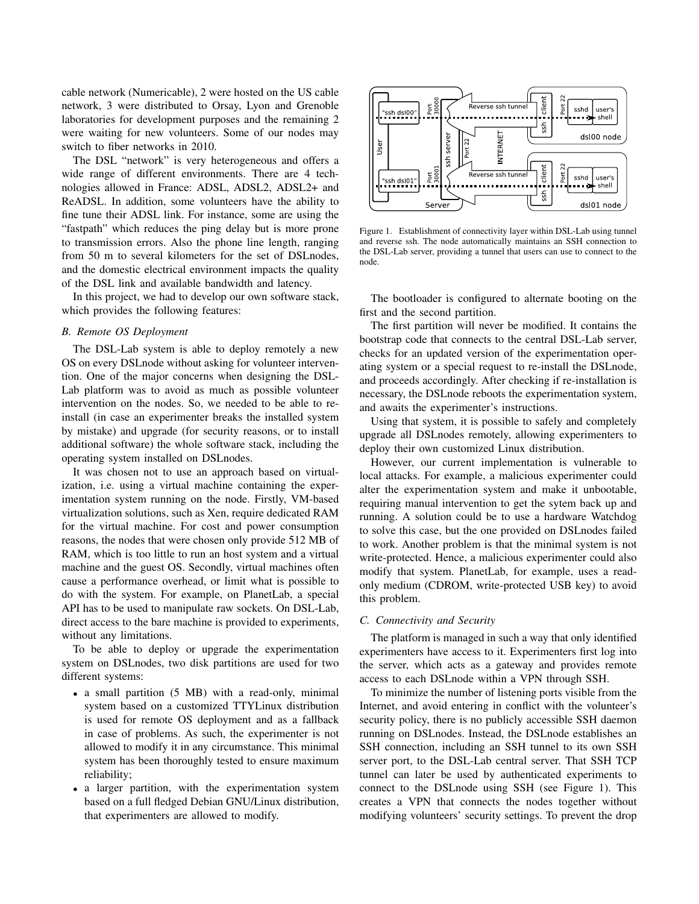cable network (Numericable), 2 were hosted on the US cable network, 3 were distributed to Orsay, Lyon and Grenoble laboratories for development purposes and the remaining 2 were waiting for new volunteers. Some of our nodes may switch to fiber networks in 2010.

The DSL "network" is very heterogeneous and offers a wide range of different environments. There are 4 technologies allowed in France: ADSL, ADSL2, ADSL2+ and ReADSL. In addition, some volunteers have the ability to fine tune their ADSL link. For instance, some are using the "fastpath" which reduces the ping delay but is more prone to transmission errors. Also the phone line length, ranging from 50 m to several kilometers for the set of DSLnodes, and the domestic electrical environment impacts the quality of the DSL link and available bandwidth and latency.

In this project, we had to develop our own software stack, which provides the following features:

### B. Remote OS Deployment

The DSL-Lab system is able to deploy remotely a new OS on every DSLnode without asking for volunteer intervention. One of the major concerns when designing the DSL-Lab platform was to avoid as much as possible volunteer intervention on the nodes. So, we needed to be able to re-install (in case an experimenter breaks the installed system by mistake) and upgrade (for security reasons, or to install additional software) the whole software stack, including the operating system installed on DSLnodes.

It was chosen not to use an approach based on virtualization, i.e. using a virtual machine containing the experimentation system running on the node. Firstly, VM-based virtualization solutions, such as Xen, require dedicated RAM for the virtual machine. For cost and power consumption reasons, the nodes that were chosen only provide 512 MB of RAM, which is too little to run an host system and a virtual machine and the guest OS. Secondly, virtual machines often cause a performance overhead, or limit what is possible to do with the system. For example, on PlanetLab, a special API has to be used to manipulate raw sockets. On DSL-Lab, direct access to the bare machine is provided to experiments, without any limitations.

To be able to deploy or upgrade the experimentation system on DSLnodes, two disk partitions are used for two different systems:

- a small partition (5 MB) with a read-only, minimal system based on a customized TTYLinux distribution is used for remote OS deployment and as a fallback in case of problems. As such, the experimenter is not allowed to modify it in any circumstance. This minimal system has been thoroughly tested to ensure maximum reliability;
- a larger partition, with the experimentation system based on a full fledged Debian GNU/Linux distribution, that experimenters are allowed to modify.

"ssh dsl00"
"ssh dsl01"
User
Server
Port 30000
Port 30001
ssh server
Port 22
INTERNET
Reverse ssh tunnel
Reverse ssh tunnel
ssh client
Port 22
sshd
user's shell
dsl00 node
dsl01 node

Figure 1. Establishment of connectivity layer within DSL-Lab using tunnel and reverse ssh. The node automatically maintains an SSH connection to the DSL-Lab server, providing a tunnel that users can use to connect to the node.

The bootloader is configured to alternate booting on the first and the second partition.

The first partition will never be modified. It contains the bootstrap code that connects to the central DSL-Lab server, checks for an updated version of the experimentation operating system or a special request to re-install the DSLnode, and proceeds accordingly. After checking if re-installation is necessary, the DSLnode reboots the experimentation system, and awaits the experimenter's instructions.

Using that system, it is possible to safely and completely upgrade all DSLnodes remotely, allowing experimenters to deploy their own customized Linux distribution.

However, our current implementation is vulnerable to local attacks. For example, a malicious experimenter could alter the experimentation system and make it unbootable, requiring manual intervention to get the sytem back up and running. A solution could be to use a hardware Watchdog to solve this case, but the one provided on DSLnodes failed to work. Another problem is that the minimal system is not write-protected. Hence, a malicious experimenter could also modify that system. PlanetLab, for example, uses a read-only medium (CDROM, write-protected USB key) to avoid this problem.

### C. Connectivity and Security

The platform is managed in such a way that only identified experimenters have access to it. Experimenters first log into the server, which acts as a gateway and provides remote access to each DSLnode within a VPN through SSH.

To minimize the number of listening ports visible from the Internet, and avoid entering in conflict with the volunteer's security policy, there is no publicly accessible SSH daemon running on DSLnodes. Instead, the DSLnode establishes an SSH connection, including an SSH tunnel to its own SSH server port, to the DSL-Lab central server. That SSH TCP tunnel can later be used by authenticated experiments to connect to the DSLnode using SSH (see Figure 1). This creates a VPN that connects the nodes together without modifying volunteers' security settings. To prevent the drop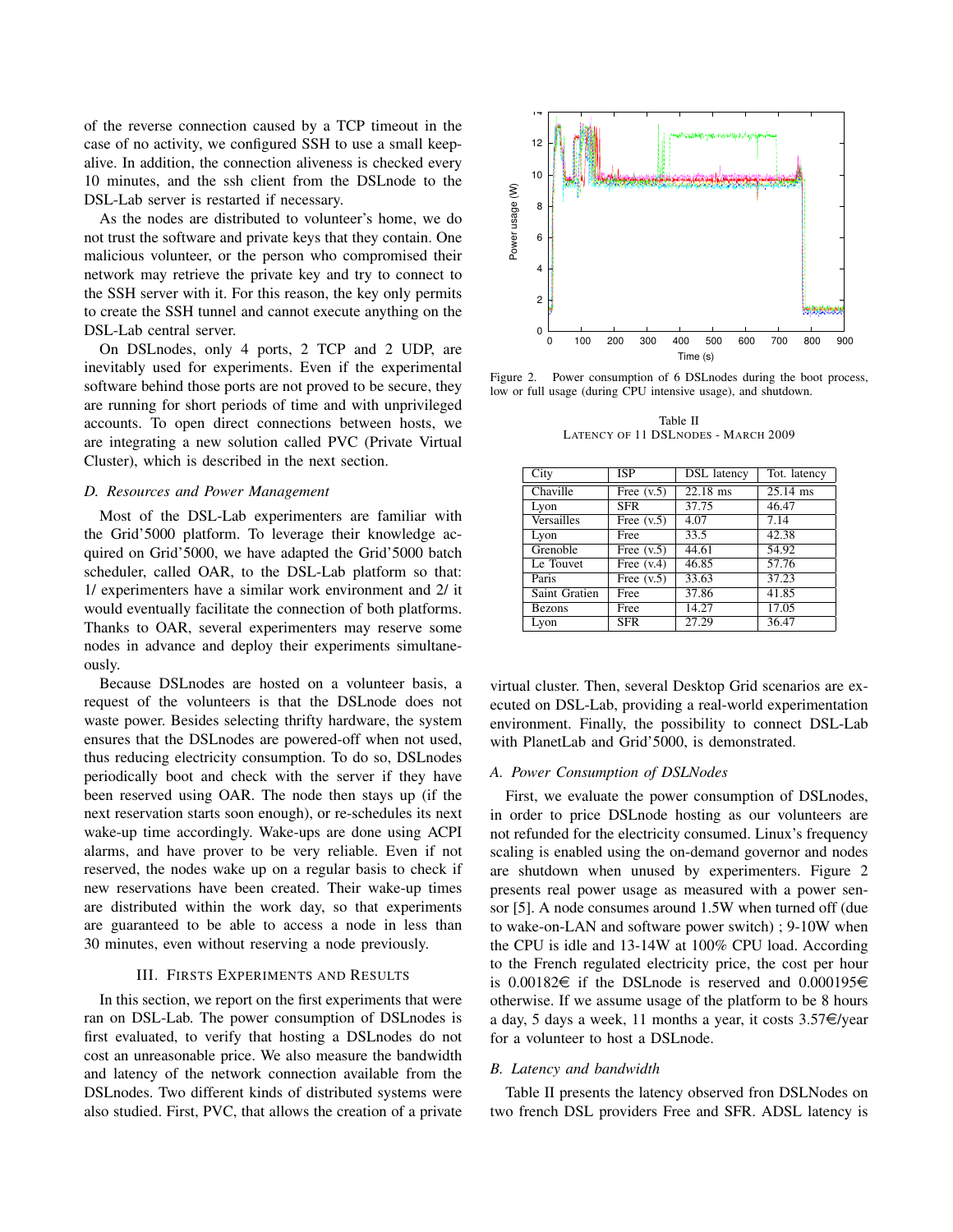of the reverse connection caused by a TCP timeout in the case of no activity, we configured SSH to use a small keep-alive. In addition, the connection aliveness is checked every 10 minutes, and the ssh client from the DSLnode to the DSL-Lab server is restarted if necessary.

As the nodes are distributed to volunteer's home, we do not trust the software and private keys that they contain. One malicious volunteer, or the person who compromised their network may retrieve the private key and try to connect to the SSH server with it. For this reason, the key only permits to create the SSH tunnel and cannot execute anything on the DSL-Lab central server.

On DSLnodes, only 4 ports, 2 TCP and 2 UDP, are inevitably used for experiments. Even if the experimental software behind those ports are not proved to be secure, they are running for short periods of time and with unprivileged accounts. To open direct connections between hosts, we are integrating a new solution called PVC (Private Virtual Cluster), which is described in the next section.

### *D. Resources and Power Management*

Most of the DSL-Lab experimenters are familiar with the Grid'5000 platform. To leverage their knowledge acquired on Grid'5000, we have adapted the Grid'5000 batch scheduler, called OAR, to the DSL-Lab platform so that: 1/ experimenters have a similar work environment and 2/ it would eventually facilitate the connection of both platforms. Thanks to OAR, several experimenters may reserve some nodes in advance and deploy their experiments simultaneously.

Because DSLnodes are hosted on a volunteer basis, a request of the volunteers is that the DSLnode does not waste power. Besides selecting thrifty hardware, the system ensures that the DSLnodes are powered-off when not used, thus reducing electricity consumption. To do so, DSLnodes periodically boot and check with the server if they have been reserved using OAR. The node then stays up (if the next reservation starts soon enough), or re-schedules its next wake-up time accordingly. Wake-ups are done using ACPI alarms, and have prover to be very reliable. Even if not reserved, the nodes wake up on a regular basis to check if new reservations have been created. Their wake-up times are distributed within the work day, so that experiments are guaranteed to be able to access a node in less than 30 minutes, even without reserving a node previously.

## III. Firsts Experiments and Results

In this section, we report on the first experiments that were ran on DSL-Lab. The power consumption of DSLnodes is first evaluated, to verify that hosting a DSLnodes do not cost an unreasonable price. We also measure the bandwidth and latency of the network connection available from the DSLnodes. Two different kinds of distributed systems were also studied. First, PVC, that allows the creation of a private virtual cluster. Then, several Desktop Grid scenarios are executed on DSL-Lab, providing a real-world experimentation environment. Finally, the possibility to connect DSL-Lab with PlanetLab and Grid'5000, is demonstrated.

Figure 2. Power consumption of 6 DSLnodes during the boot process, low or full usage (during CPU intensive usage), and shutdown.

Table II
Latency of 11 DSLnodes - March 2009

| City | ISP | DSL latency | Tot. latency |
|---|---|---|---|
| Chaville | Free (v.5) | 22.18 ms | 25.14 ms |
| Lyon | SFR | 37.75 | 46.47 |
| Versailles | Free (v.5) | 4.07 | 7.14 |
| Lyon | Free | 33.5 | 42.38 |
| Grenoble | Free (v.5) | 44.61 | 54.92 |
| Le Touvet | Free (v.4) | 46.85 | 57.76 |
| Paris | Free (v.5) | 33.63 | 37.23 |
| Saint Gratien | Free | 37.86 | 41.85 |
| Bezons | Free | 14.27 | 17.05 |
| Lyon | SFR | 27.29 | 36.47 |

### *A. Power Consumption of DSLNodes*

First, we evaluate the power consumption of DSLnodes, in order to price DSLnode hosting as our volunteers are not refunded for the electricity consumed. Linux's frequency scaling is enabled using the on-demand governor and nodes are shutdown when unused by experimenters. Figure 2 presents real power usage as measured with a power sensor [5]. A node consumes around 1.5W when turned off (due to wake-on-LAN and software power switch) ; 9-10W when the CPU is idle and 13-14W at 100% CPU load. According to the French regulated electricity price, the cost per hour is 0.00182€ if the DSLnode is reserved and 0.000195€ otherwise. If we assume usage of the platform to be 8 hours a day, 5 days a week, 11 months a year, it costs 3.57€/year for a volunteer to host a DSLnode.

### *B. Latency and bandwidth*

Table II presents the latency observed fron DSLNodes on two french DSL providers Free and SFR. ADSL latency is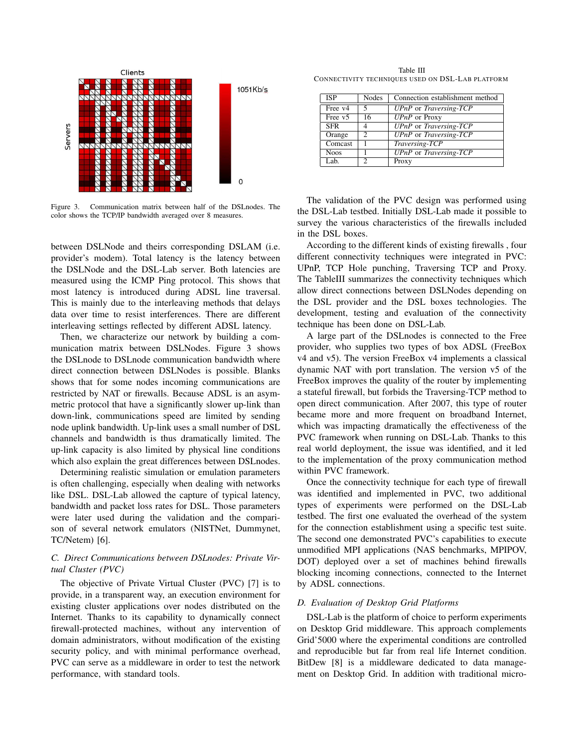Figure 3. Communication matrix between half of the DSLnodes. The color shows the TCP/IP bandwidth averaged over 8 measures.

between DSLNode and theirs corresponding DSLAM (i.e. provider's modem). Total latency is the latency between the DSLNode and the DSL-Lab server. Both latencies are measured using the ICMP Ping protocol. This shows that most latency is introduced during ADSL line traversal. This is mainly due to the interleaving methods that delays data over time to resist interferences. There are different interleaving settings reflected by different ADSL latency.

Then, we characterize our network by building a communication matrix between DSLNodes. Figure 3 shows the DSLnode to DSLnode communication bandwidth where direct connection between DSLNodes is possible. Blanks shows that for some nodes incoming communications are restricted by NAT or firewalls. Because ADSL is an asymmetric protocol that have a significantly slower up-link than down-link, communications speed are limited by sending node uplink bandwidth. Up-link uses a small number of DSL channels and bandwidth is thus dramatically limited. The up-link capacity is also limited by physical line conditions which also explain the great differences between DSLnodes.

Determining realistic simulation or emulation parameters is often challenging, especially when dealing with networks like DSL. DSL-Lab allowed the capture of typical latency, bandwidth and packet loss rates for DSL. Those parameters were later used during the validation and the comparison of several network emulators (NISTNet, Dummynet, TC/Netem) [6].

### C. Direct Communications between DSLnodes: Private Virtual Cluster (PVC)

The objective of Private Virtual Cluster (PVC) [7] is to provide, in a transparent way, an execution environment for existing cluster applications over nodes distributed on the Internet. Thanks to its capability to dynamically connect firewall-protected machines, without any intervention of domain administrators, without modification of the existing security policy, and with minimal performance overhead, PVC can serve as a middleware in order to test the network performance, with standard tools.

Table III
Connectivity techniques used on DSL-Lab platform

| ISP | Nodes | Connection establishment method |
|---|---|---|
| Free v4 | 5 | *UPnP* or *Traversing-TCP* |
| Free v5 | 16 | *UPnP* or Proxy |
| SFR | 4 | *UPnP* or *Traversing-TCP* |
| Orange | 2 | *UPnP* or *Traversing-TCP* |
| Comcast | 1 | *Traversing-TCP* |
| Noos | 1 | *UPnP* or *Traversing-TCP* |
| Lab. | 2 | Proxy |

The validation of the PVC design was performed using the DSL-Lab testbed. Initially DSL-Lab made it possible to survey the various characteristics of the firewalls included in the DSL boxes.

According to the different kinds of existing firewalls , four different connectivity techniques were integrated in PVC: UPnP, TCP Hole punching, Traversing TCP and Proxy. The TableIII summarizes the connectivity techniques which allow direct connections between DSLNodes depending on the DSL provider and the DSL boxes technologies. The development, testing and evaluation of the connectivity technique has been done on DSL-Lab.

A large part of the DSLnodes is connected to the Free provider, who supplies two types of box ADSL (FreeBox v4 and v5). The version FreeBox v4 implements a classical dynamic NAT with port translation. The version v5 of the FreeBox improves the quality of the router by implementing a stateful firewall, but forbids the Traversing-TCP method to open direct communication. After 2007, this type of router became more and more frequent on broadband Internet, which was impacting dramatically the effectiveness of the PVC framework when running on DSL-Lab. Thanks to this real world deployment, the issue was identified, and it led to the implementation of the proxy communication method within PVC framework.

Once the connectivity technique for each type of firewall was identified and implemented in PVC, two additional types of experiments were performed on the DSL-Lab testbed. The first one evaluated the overhead of the system for the connection establishment using a specific test suite. The second one demonstrated PVC's capabilities to execute unmodified MPI applications (NAS benchmarks, MPIPOV, DOT) deployed over a set of machines behind firewalls blocking incoming connections, connected to the Internet by ADSL connections.

### D. Evaluation of Desktop Grid Platforms

DSL-Lab is the platform of choice to perform experiments on Desktop Grid middleware. This approach complements Grid'5000 where the experimental conditions are controlled and reproducible but far from real life Internet condition. BitDew [8] is a middleware dedicated to data management on Desktop Grid. In addition with traditional micro-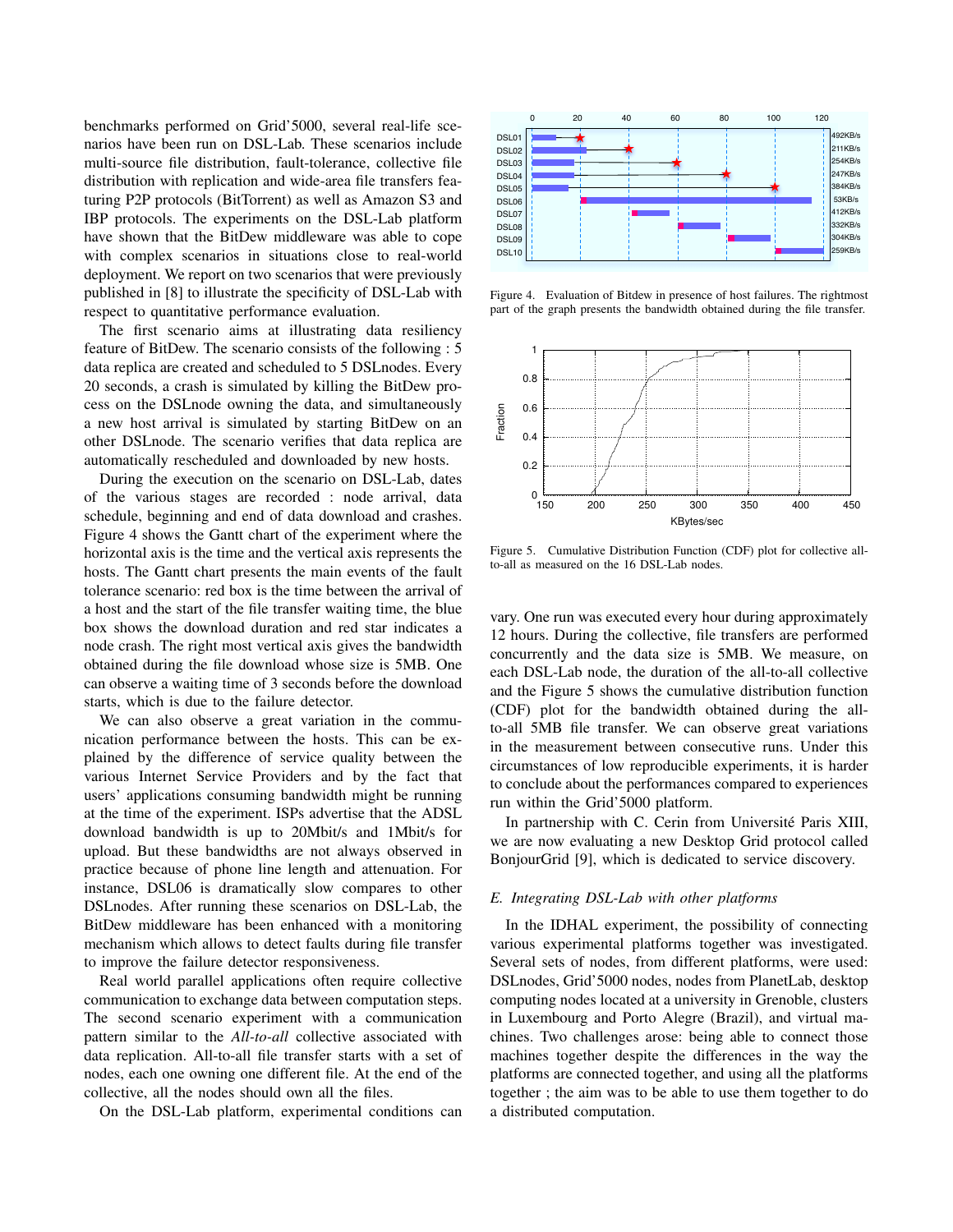benchmarks performed on Grid'5000, several real-life scenarios have been run on DSL-Lab. These scenarios include multi-source file distribution, fault-tolerance, collective file distribution with replication and wide-area file transfers featuring P2P protocols (BitTorrent) as well as Amazon S3 and IBP protocols. The experiments on the DSL-Lab platform have shown that the BitDew middleware was able to cope with complex scenarios in situations close to real-world deployment. We report on two scenarios that were previously published in [8] to illustrate the specificity of DSL-Lab with respect to quantitative performance evaluation.

The first scenario aims at illustrating data resiliency feature of BitDew. The scenario consists of the following : 5 data replica are created and scheduled to 5 DSLnodes. Every 20 seconds, a crash is simulated by killing the BitDew process on the DSLnode owning the data, and simultaneously a new host arrival is simulated by starting BitDew on an other DSLnode. The scenario verifies that data replica are automatically rescheduled and downloaded by new hosts.

During the execution on the scenario on DSL-Lab, dates of the various stages are recorded : node arrival, data schedule, beginning and end of data download and crashes. Figure 4 shows the Gantt chart of the experiment where the horizontal axis is the time and the vertical axis represents the hosts. The Gantt chart presents the main events of the fault tolerance scenario: red box is the time between the arrival of a host and the start of the file transfer waiting time, the blue box shows the download duration and red star indicates a node crash. The right most vertical axis gives the bandwidth obtained during the file download whose size is 5MB. One can observe a waiting time of 3 seconds before the download starts, which is due to the failure detector.

We can also observe a great variation in the communication performance between the hosts. This can be explained by the difference of service quality between the various Internet Service Providers and by the fact that users' applications consuming bandwidth might be running at the time of the experiment. ISPs advertise that the ADSL download bandwidth is up to 20Mbit/s and 1Mbit/s for upload. But these bandwidths are not always observed in practice because of phone line length and attenuation. For instance, DSL06 is dramatically slow compares to other DSLnodes. After running these scenarios on DSL-Lab, the BitDew middleware has been enhanced with a monitoring mechanism which allows to detect faults during file transfer to improve the failure detector responsiveness.

Real world parallel applications often require collective communication to exchange data between computation steps. The second scenario experiment with a communication pattern similar to the *All-to-all* collective associated with data replication. All-to-all file transfer starts with a set of nodes, each one owning one different file. At the end of the collective, all the nodes should own all the files.

On the DSL-Lab platform, experimental conditions can vary. One run was executed every hour during approximately 12 hours. During the collective, file transfers are performed concurrently and the data size is 5MB. We measure, on each DSL-Lab node, the duration of the all-to-all collective and the Figure 5 shows the cumulative distribution function (CDF) plot for the bandwidth obtained during the all-to-all 5MB file transfer. We can observe great variations in the measurement between consecutive runs. Under this circumstances of low reproducible experiments, it is harder to conclude about the performances compared to experiences run within the Grid'5000 platform.

In partnership with C. Cerin from Université Paris XIII, we are now evaluating a new Desktop Grid protocol called BonjourGrid [9], which is dedicated to service discovery.

0 20 40 60 80 100 120
DSL01 DSL02 DSL03 DSL04 DSL05 DSL06 DSL07 DSL08 DSL09 DSL10
492KB/s 211KB/s 254KB/s 247KB/s 384KB/s 53KB/s 412KB/s 332KB/s 304KB/s 259KB/s

Figure 4. Evaluation of Bitdew in presence of host failures. The rightmost part of the graph presents the bandwidth obtained during the file transfer.

Fraction
0 0.2 0.4 0.6 0.8 1
150 200 250 300 350 400 450
KBytes/sec

Figure 5. Cumulative Distribution Function (CDF) plot for collective all-to-all as measured on the 16 DSL-Lab nodes.

### E. Integrating DSL-Lab with other platforms

In the IDHAL experiment, the possibility of connecting various experimental platforms together was investigated. Several sets of nodes, from different platforms, were used: DSLnodes, Grid'5000 nodes, nodes from PlanetLab, desktop computing nodes located at a university in Grenoble, clusters in Luxembourg and Porto Alegre (Brazil), and virtual machines. Two challenges arose: being able to connect those machines together despite the differences in the way the platforms are connected together, and using all the platforms together ; the aim was to be able to use them together to do a distributed computation.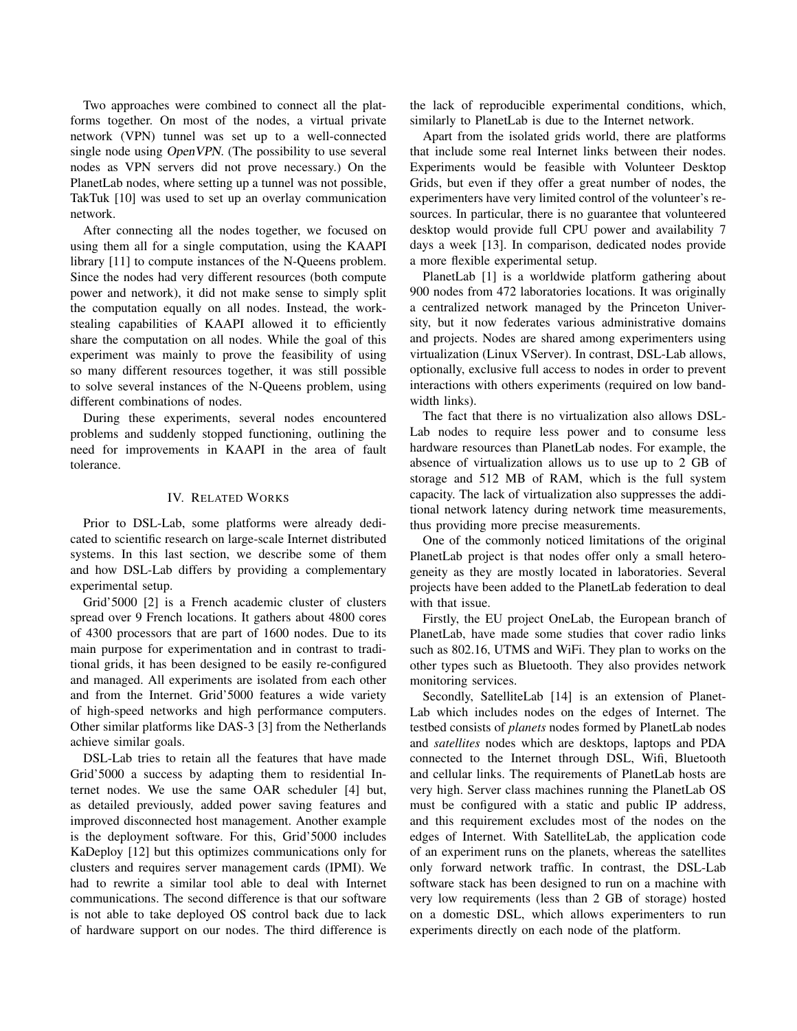Two approaches were combined to connect all the platforms together. On most of the nodes, a virtual private network (VPN) tunnel was set up to a well-connected single node using *OpenVPN*. (The possibility to use several nodes as VPN servers did not prove necessary.) On the PlanetLab nodes, where setting up a tunnel was not possible, TakTuk [10] was used to set up an overlay communication network.

After connecting all the nodes together, we focused on using them all for a single computation, using the KAAPI library [11] to compute instances of the N-Queens problem. Since the nodes had very different resources (both compute power and network), it did not make sense to simply split the computation equally on all nodes. Instead, the work-stealing capabilities of KAAPI allowed it to efficiently share the computation on all nodes. While the goal of this experiment was mainly to prove the feasibility of using so many different resources together, it was still possible to solve several instances of the N-Queens problem, using different combinations of nodes.

During these experiments, several nodes encountered problems and suddenly stopped functioning, outlining the need for improvements in KAAPI in the area of fault tolerance.

## IV. Related Works

Prior to DSL-Lab, some platforms were already dedicated to scientific research on large-scale Internet distributed systems. In this last section, we describe some of them and how DSL-Lab differs by providing a complementary experimental setup.

Grid'5000 [2] is a French academic cluster of clusters spread over 9 French locations. It gathers about 4800 cores of 4300 processors that are part of 1600 nodes. Due to its main purpose for experimentation and in contrast to traditional grids, it has been designed to be easily re-configured and managed. All experiments are isolated from each other and from the Internet. Grid'5000 features a wide variety of high-speed networks and high performance computers. Other similar platforms like DAS-3 [3] from the Netherlands achieve similar goals.

DSL-Lab tries to retain all the features that have made Grid'5000 a success by adapting them to residential Internet nodes. We use the same OAR scheduler [4] but, as detailed previously, added power saving features and improved disconnected host management. Another example is the deployment software. For this, Grid'5000 includes KaDeploy [12] but this optimizes communications only for clusters and requires server management cards (IPMI). We had to rewrite a similar tool able to deal with Internet communications. The second difference is that our software is not able to take deployed OS control back due to lack of hardware support on our nodes. The third difference is the lack of reproducible experimental conditions, which, similarly to PlanetLab is due to the Internet network.

Apart from the isolated grids world, there are platforms that include some real Internet links between their nodes. Experiments would be feasible with Volunteer Desktop Grids, but even if they offer a great number of nodes, the experimenters have very limited control of the volunteer's resources. In particular, there is no guarantee that volunteered desktop would provide full CPU power and availability 7 days a week [13]. In comparison, dedicated nodes provide a more flexible experimental setup.

PlanetLab [1] is a worldwide platform gathering about 900 nodes from 472 laboratories locations. It was originally a centralized network managed by the Princeton University, but it now federates various administrative domains and projects. Nodes are shared among experimenters using virtualization (Linux VServer). In contrast, DSL-Lab allows, optionally, exclusive full access to nodes in order to prevent interactions with others experiments (required on low bandwidth links).

The fact that there is no virtualization also allows DSL-Lab nodes to require less power and to consume less hardware resources than PlanetLab nodes. For example, the absence of virtualization allows us to use up to 2 GB of storage and 512 MB of RAM, which is the full system capacity. The lack of virtualization also suppresses the additional network latency during network time measurements, thus providing more precise measurements.

One of the commonly noticed limitations of the original PlanetLab project is that nodes offer only a small heterogeneity as they are mostly located in laboratories. Several projects have been added to the PlanetLab federation to deal with that issue.

Firstly, the EU project OneLab, the European branch of PlanetLab, have made some studies that cover radio links such as 802.16, UTMS and WiFi. They plan to works on the other types such as Bluetooth. They also provides network monitoring services.

Secondly, SatelliteLab [14] is an extension of PlanetLab which includes nodes on the edges of Internet. The testbed consists of *planets* nodes formed by PlanetLab nodes and *satellites* nodes which are desktops, laptops and PDA connected to the Internet through DSL, Wifi, Bluetooth and cellular links. The requirements of PlanetLab hosts are very high. Server class machines running the PlanetLab OS must be configured with a static and public IP address, and this requirement excludes most of the nodes on the edges of Internet. With SatelliteLab, the application code of an experiment runs on the planets, whereas the satellites only forward network traffic. In contrast, the DSL-Lab software stack has been designed to run on a machine with very low requirements (less than 2 GB of storage) hosted on a domestic DSL, which allows experimenters to run experiments directly on each node of the platform.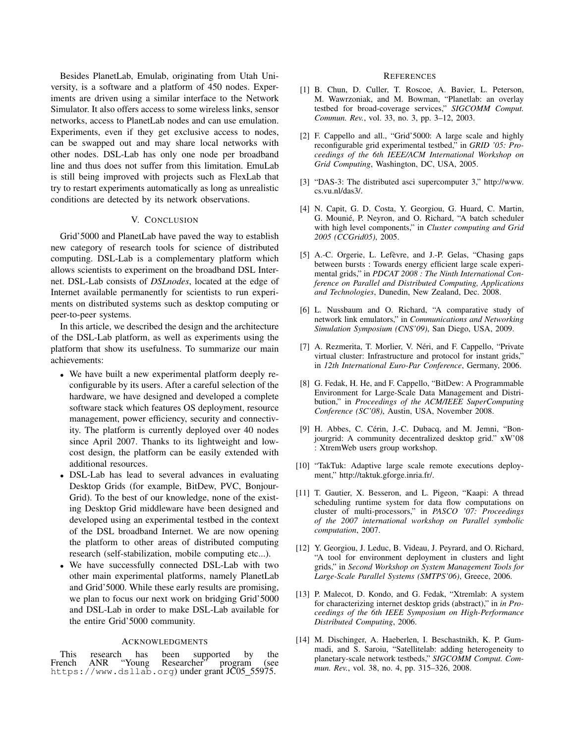Besides PlanetLab, Emulab, originating from Utah University, is a software and a platform of 450 nodes. Experiments are driven using a similar interface to the Network Simulator. It also offers access to some wireless links, sensor networks, access to PlanetLab nodes and can use emulation. Experiments, even if they get exclusive access to nodes, can be swapped out and may share local networks with other nodes. DSL-Lab has only one node per broadband line and thus does not suffer from this limitation. EmuLab is still being improved with projects such as FlexLab that try to restart experiments automatically as long as unrealistic conditions are detected by its network observations.

## V. Conclusion

Grid'5000 and PlanetLab have paved the way to establish new category of research tools for science of distributed computing. DSL-Lab is a complementary platform which allows scientists to experiment on the broadband DSL Internet. DSL-Lab consists of *DSLnodes*, located at the edge of Internet available permanently for scientists to run experiments on distributed systems such as desktop computing or peer-to-peer systems.

In this article, we described the design and the architecture of the DSL-Lab platform, as well as experiments using the platform that show its usefulness. To summarize our main achievements:

- We have built a new experimental platform deeply reconfigurable by its users. After a careful selection of the hardware, we have designed and developed a complete software stack which features OS deployment, resource management, power efficiency, security and connectivity. The platform is currently deployed over 40 nodes since April 2007. Thanks to its lightweight and low-cost design, the platform can be easily extended with additional resources.
- DSL-Lab has lead to several advances in evaluating Desktop Grids (for example, BitDew, PVC, BonjourGrid). To the best of our knowledge, none of the existing Desktop Grid middleware have been designed and developed using an experimental testbed in the context of the DSL broadband Internet. We are now opening the platform to other areas of distributed computing research (self-stabilization, mobile computing etc...).
- We have successfully connected DSL-Lab with two other main experimental platforms, namely PlanetLab and Grid'5000. While these early results are promising, we plan to focus our next work on bridging Grid'5000 and DSL-Lab in order to make DSL-Lab available for the entire Grid'5000 community.

## Acknowledgments

This research has been supported by the French ANR "Young Researcher" program (see https://www.dsllab.org) under grant JC05_55975.

## References

[1] B. Chun, D. Culler, T. Roscoe, A. Bavier, L. Peterson, M. Wawrzoniak, and M. Bowman, "Planetlab: an overlay testbed for broad-coverage services," *SIGCOMM Comput. Commun. Rev.*, vol. 33, no. 3, pp. 3–12, 2003.

[2] F. Cappello and all., "Grid'5000: A large scale and highly reconfigurable grid experimental testbed," in *GRID '05: Proceedings of the 6th IEEE/ACM International Workshop on Grid Computing*, Washington, DC, USA, 2005.

[3] "DAS-3: The distributed asci supercomputer 3," http://www.cs.vu.nl/das3/.

[4] N. Capit, G. D. Costa, Y. Georgiou, G. Huard, C. Martin, G. Mounié, P. Neyron, and O. Richard, "A batch scheduler with high level components," in *Cluster computing and Grid 2005 (CCGrid05)*, 2005.

[5] A.-C. Orgerie, L. Lefèvre, and J.-P. Gelas, "Chasing gaps between bursts : Towards energy efficient large scale experimental grids," in *PDCAT 2008 : The Ninth International Conference on Parallel and Distributed Computing, Applications and Technologies*, Dunedin, New Zealand, Dec. 2008.

[6] L. Nussbaum and O. Richard, "A comparative study of network link emulators," in *Communications and Networking Simulation Symposium (CNS'09)*, San Diego, USA, 2009.

[7] A. Rezmerita, T. Morlier, V. Néri, and F. Cappello, "Private virtual cluster: Infrastructure and protocol for instant grids," in *12th International Euro-Par Conference*, Germany, 2006.

[8] G. Fedak, H. He, and F. Cappello, "BitDew: A Programmable Environment for Large-Scale Data Management and Distribution," in *Proceedings of the ACM/IEEE SuperComputing Conference (SC'08)*, Austin, USA, November 2008.

[9] H. Abbes, C. Cérin, J.-C. Dubacq, and M. Jemni, "Bonjourgrid: A community decentralized desktop grid." xW'08 : XtremWeb users group workshop.

[10] "TakTuk: Adaptive large scale remote executions deployment," http://taktuk.gforge.inria.fr/.

[11] T. Gautier, X. Besseron, and L. Pigeon, "Kaapi: A thread scheduling runtime system for data flow computations on cluster of multi-processors," in *PASCO '07: Proceedings of the 2007 international workshop on Parallel symbolic computation*, 2007.

[12] Y. Georgiou, J. Leduc, B. Videau, J. Peyrard, and O. Richard, "A tool for environment deployment in clusters and light grids," in *Second Workshop on System Management Tools for Large-Scale Parallel Systems (SMTPS'06)*, Greece, 2006.

[13] P. Malecot, D. Kondo, and G. Fedak, "Xtremlab: A system for characterizing internet desktop grids (abstract)," in *in Proceedings of the 6th IEEE Symposium on High-Performance Distributed Computing*, 2006.

[14] M. Dischinger, A. Haeberlen, I. Beschastnikh, K. P. Gummadi, and S. Saroiu, "Satellitelab: adding heterogeneity to planetary-scale network testbeds," *SIGCOMM Comput. Commun. Rev.*, vol. 38, no. 4, pp. 315–326, 2008.